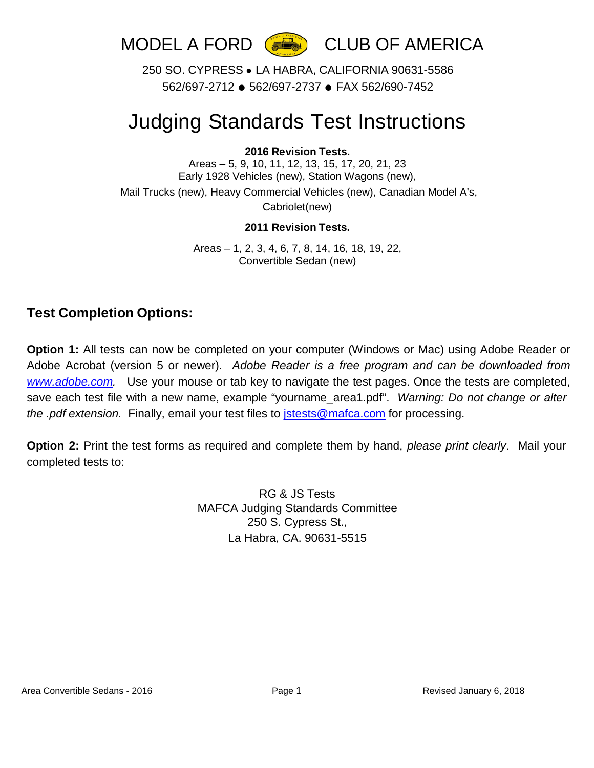# MODEL A FORD CLUB OF AMERICA

250 SO. CYPRESS • LA HABRA, CALIFORNIA 90631-5586
562/697-2712 ● 562/697-2737 ● FAX 562/690-7452

# Judging Standards Test Instructions

**2016 Revision Tests.**

Areas – 5, 9, 10, 11, 12, 13, 15, 17, 20, 21, 23
Early 1928 Vehicles (new), Station Wagons (new),
Mail Trucks (new), Heavy Commercial Vehicles (new), Canadian Model A's,
Cabriolet(new)

**2011 Revision Tests.**

Areas – 1, 2, 3, 4, 6, 7, 8, 14, 16, 18, 19, 22,
Convertible Sedan (new)

## Test Completion Options:

**Option 1:** All tests can now be completed on your computer (Windows or Mac) using Adobe Reader or Adobe Acrobat (version 5 or newer). *Adobe Reader is a free program and can be downloaded from [www.adobe.com](http://www.adobe.com).* Use your mouse or tab key to navigate the test pages. Once the tests are completed, save each test file with a new name, example "yourname_area1.pdf". *Warning: Do not change or alter the .pdf extension.* Finally, email your test files to [jstests@mafca.com](mailto:jstests@mafca.com) for processing.

**Option 2:** Print the test forms as required and complete them by hand, *please print clearly*. Mail your completed tests to:

RG & JS Tests
MAFCA Judging Standards Committee
250 S. Cypress St.,
La Habra, CA. 90631-5515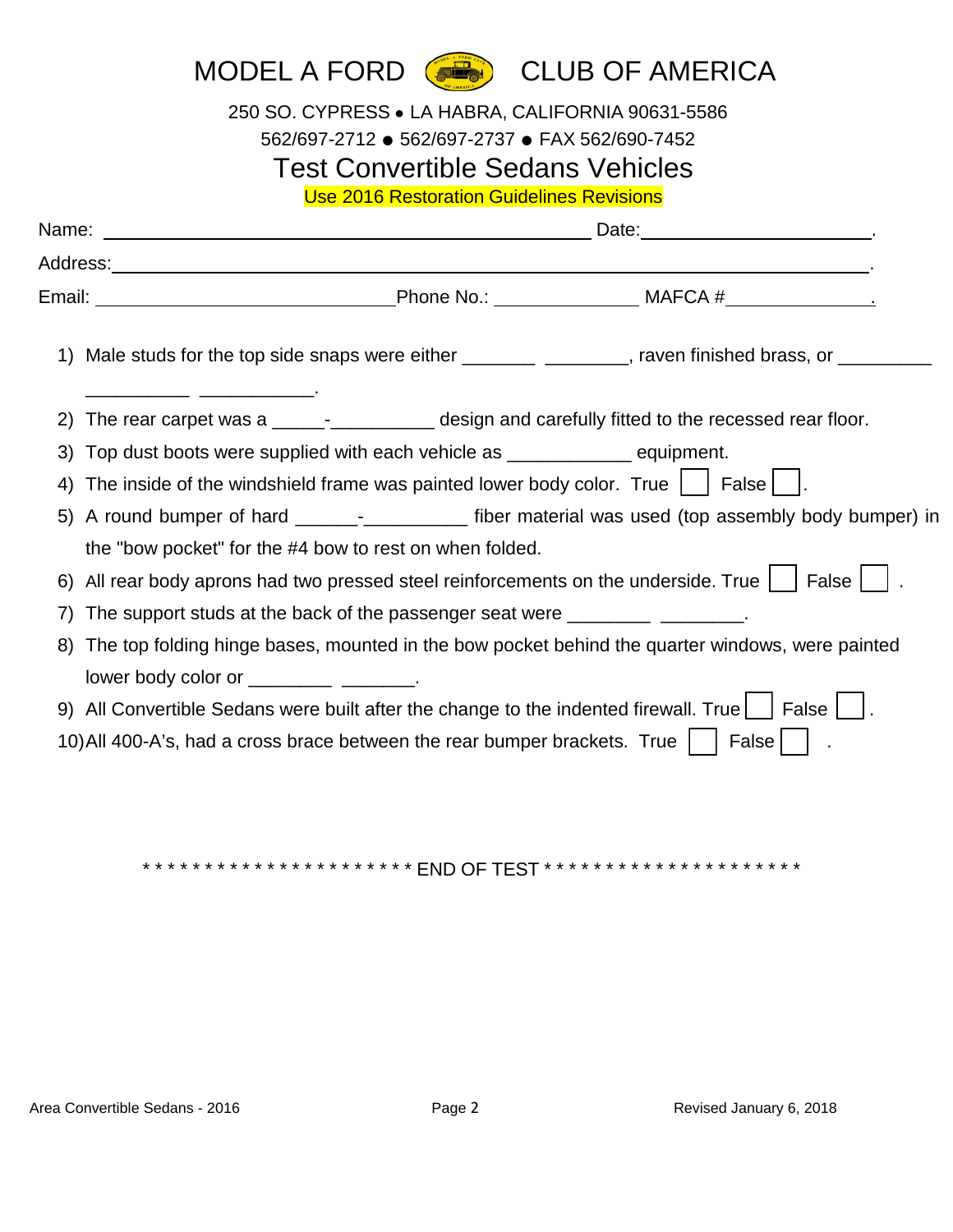# MODEL A FORD CLUB OF AMERICA

250 SO. CYPRESS • LA HABRA, CALIFORNIA 90631-5586

562/697-2712 ● 562/697-2737 ● FAX 562/690-7452

## Test Convertible Sedans Vehicles

Use 2016 Restoration Guidelines Revisions

Name: ______________________________ Date: ____________________.

Address: ____________________________________________________________.

Email: ______________________ Phone No.: ____________ MAFCA # ____________.

1) Male studs for the top side snaps were either _______ ________, raven finished brass, or _________ __________ ___________.
2) The rear carpet was a _____-__________ design and carefully fitted to the recessed rear floor.
3) Top dust boots were supplied with each vehicle as ____________ equipment.
4) The inside of the windshield frame was painted lower body color. True ☐ False ☐.
5) A round bumper of hard ______-__________ fiber material was used (top assembly body bumper) in the "bow pocket" for the #4 bow to rest on when folded.
6) All rear body aprons had two pressed steel reinforcements on the underside. True ☐ False ☐.
7) The support studs at the back of the passenger seat were ________ ________.
8) The top folding hinge bases, mounted in the bow pocket behind the quarter windows, were painted lower body color or ________ _______.
9) All Convertible Sedans were built after the change to the indented firewall. True ☐ False ☐.
10) All 400-A's, had a cross brace between the rear bumper brackets. True ☐ False ☐.

********************** END OF TEST *********************

Area Convertible Sedans - 2016 Revised January 6, 2018